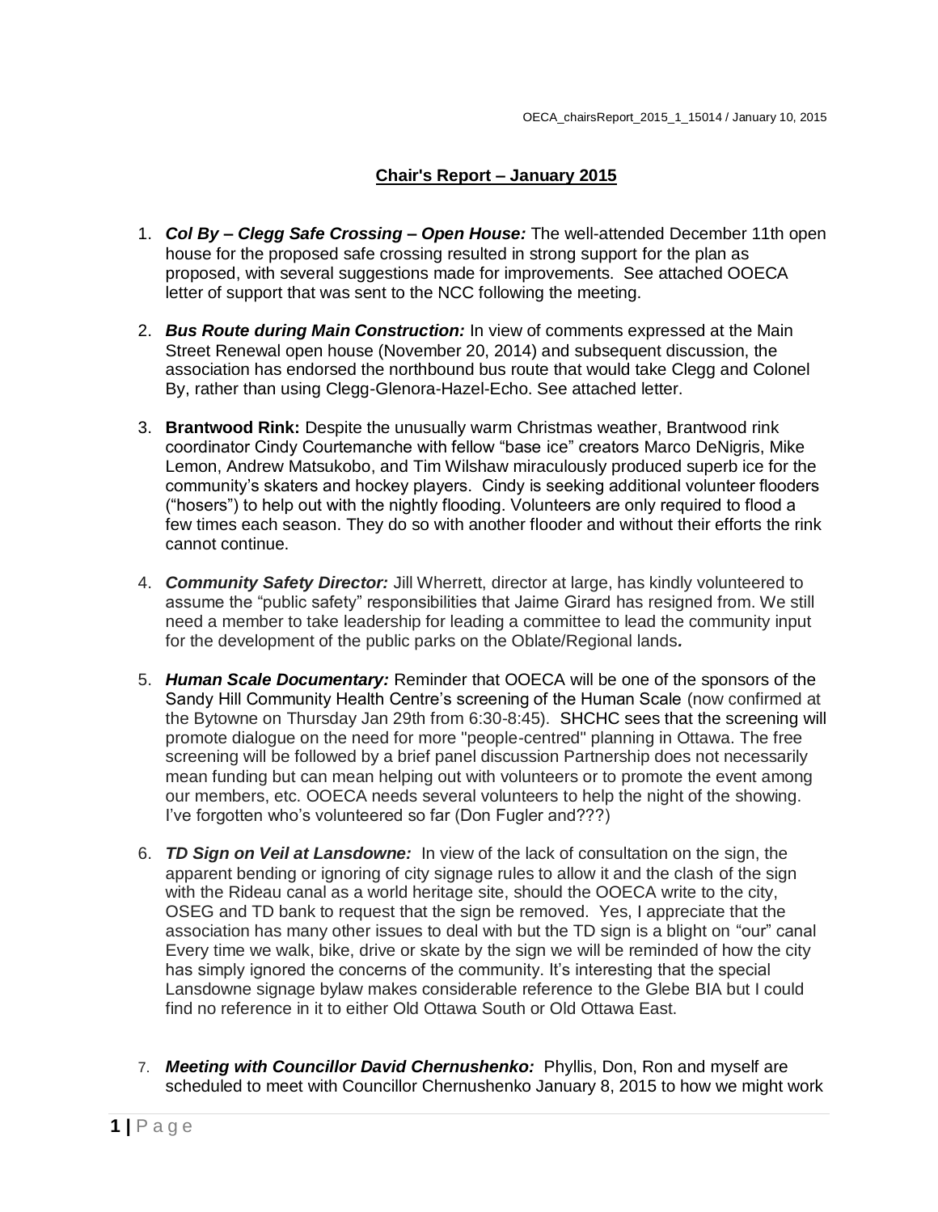OECA_chairsReport_2015_1_15014 / January 10, 2015

# Chair's Report – January 2015

1. ***Col By – Clegg Safe Crossing – Open House:*** The well-attended December 11th open house for the proposed safe crossing resulted in strong support for the plan as proposed, with several suggestions made for improvements. See attached OOECA letter of support that was sent to the NCC following the meeting.

2. ***Bus Route during Main Construction:*** In view of comments expressed at the Main Street Renewal open house (November 20, 2014) and subsequent discussion, the association has endorsed the northbound bus route that would take Clegg and Colonel By, rather than using Clegg-Glenora-Hazel-Echo. See attached letter.

3. **Brantwood Rink:** Despite the unusually warm Christmas weather, Brantwood rink coordinator Cindy Courtemanche with fellow "base ice" creators Marco DeNigris, Mike Lemon, Andrew Matsukobo, and Tim Wilshaw miraculously produced superb ice for the community's skaters and hockey players. Cindy is seeking additional volunteer flooders ("hosers") to help out with the nightly flooding. Volunteers are only required to flood a few times each season. They do so with another flooder and without their efforts the rink cannot continue.

4. ***Community Safety Director:*** Jill Wherrett, director at large, has kindly volunteered to assume the "public safety" responsibilities that Jaime Girard has resigned from. We still need a member to take leadership for leading a committee to lead the community input for the development of the public parks on the Oblate/Regional lands***.***

5. ***Human Scale Documentary:*** Reminder that OOECA will be one of the sponsors of the Sandy Hill Community Health Centre's screening of the Human Scale (now confirmed at the Bytowne on Thursday Jan 29th from 6:30-8:45). SHCHC sees that the screening will promote dialogue on the need for more "people-centred" planning in Ottawa. The free screening will be followed by a brief panel discussion Partnership does not necessarily mean funding but can mean helping out with volunteers or to promote the event among our members, etc. OOECA needs several volunteers to help the night of the showing. I've forgotten who's volunteered so far (Don Fugler and???)

6. ***TD Sign on Veil at Lansdowne:*** In view of the lack of consultation on the sign, the apparent bending or ignoring of city signage rules to allow it and the clash of the sign with the Rideau canal as a world heritage site, should the OOECA write to the city, OSEG and TD bank to request that the sign be removed. Yes, I appreciate that the association has many other issues to deal with but the TD sign is a blight on "our" canal Every time we walk, bike, drive or skate by the sign we will be reminded of how the city has simply ignored the concerns of the community. It's interesting that the special Lansdowne signage bylaw makes considerable reference to the Glebe BIA but I could find no reference in it to either Old Ottawa South or Old Ottawa East.

7. ***Meeting with Councillor David Chernushenko:*** Phyllis, Don, Ron and myself are scheduled to meet with Councillor Chernushenko January 8, 2015 to how we might work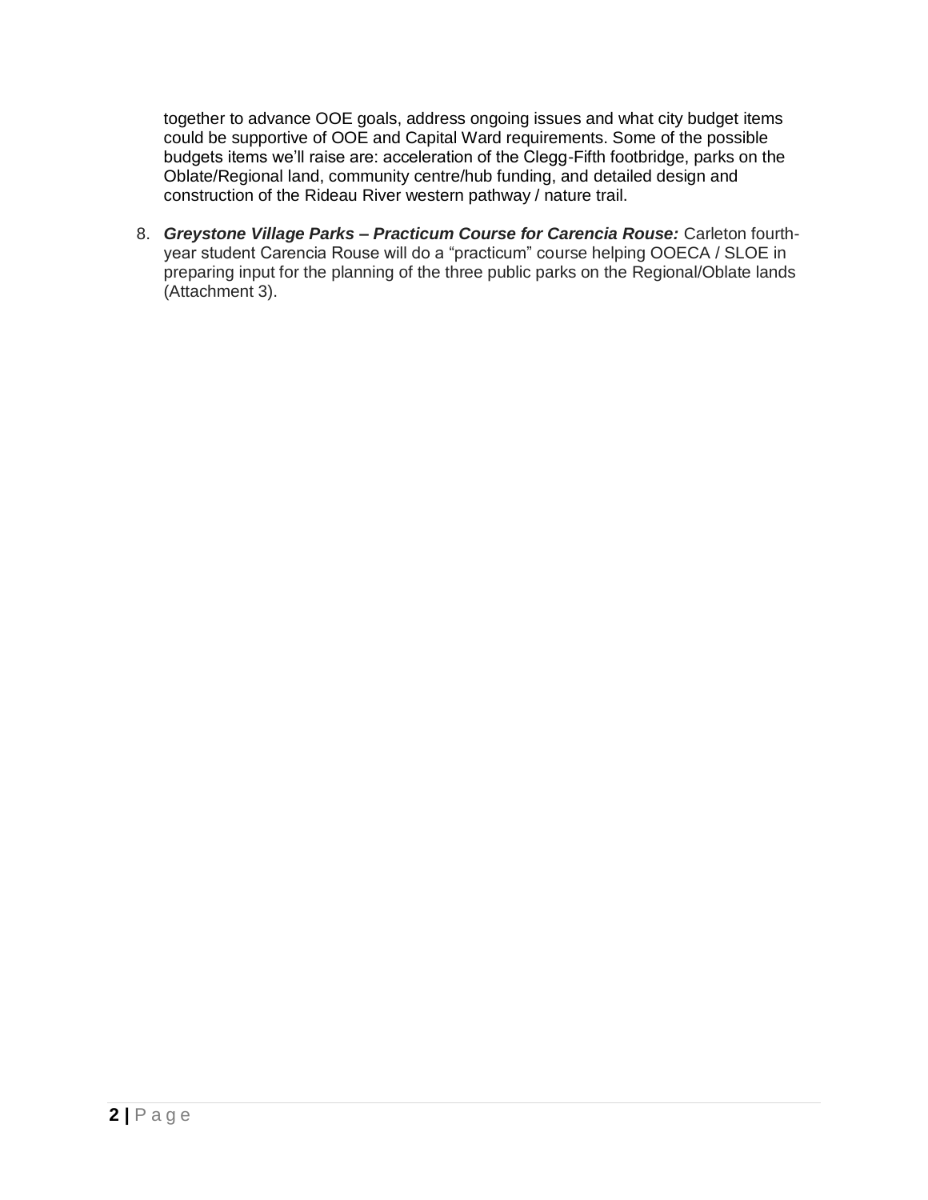together to advance OOE goals, address ongoing issues and what city budget items could be supportive of OOE and Capital Ward requirements. Some of the possible budgets items we'll raise are: acceleration of the Clegg-Fifth footbridge, parks on the Oblate/Regional land, community centre/hub funding, and detailed design and construction of the Rideau River western pathway / nature trail.

8. ***Greystone Village Parks – Practicum Course for Carencia Rouse:*** Carleton fourth-year student Carencia Rouse will do a "practicum" course helping OOECA / SLOE in preparing input for the planning of the three public parks on the Regional/Oblate lands (Attachment 3).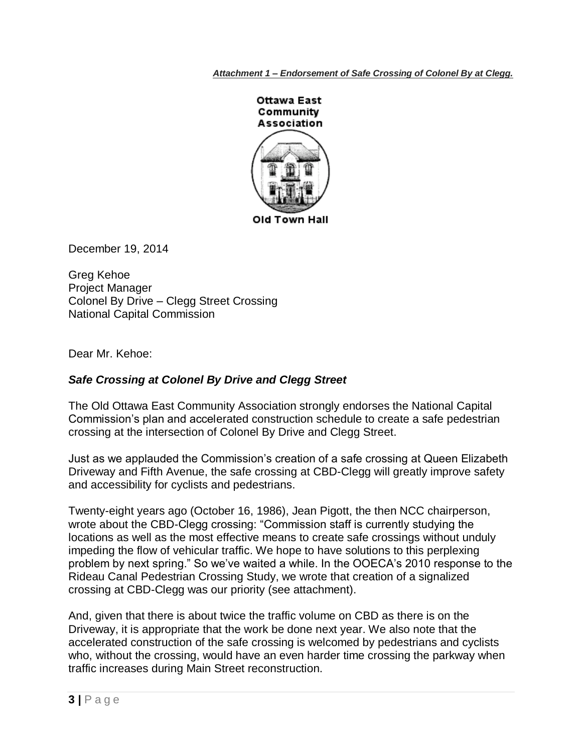***Attachment 1 – Endorsement of Safe Crossing of Colonel By at Clegg.***

Ottawa East Community Association

Old Town Hall

December 19, 2014

Greg Kehoe
Project Manager
Colonel By Drive – Clegg Street Crossing
National Capital Commission

Dear Mr. Kehoe:

***Safe Crossing at Colonel By Drive and Clegg Street***

The Old Ottawa East Community Association strongly endorses the National Capital Commission's plan and accelerated construction schedule to create a safe pedestrian crossing at the intersection of Colonel By Drive and Clegg Street.

Just as we applauded the Commission's creation of a safe crossing at Queen Elizabeth Driveway and Fifth Avenue, the safe crossing at CBD-Clegg will greatly improve safety and accessibility for cyclists and pedestrians.

Twenty-eight years ago (October 16, 1986), Jean Pigott, the then NCC chairperson, wrote about the CBD-Clegg crossing: "Commission staff is currently studying the locations as well as the most effective means to create safe crossings without unduly impeding the flow of vehicular traffic. We hope to have solutions to this perplexing problem by next spring." So we've waited a while. In the OOECA's 2010 response to the Rideau Canal Pedestrian Crossing Study, we wrote that creation of a signalized crossing at CBD-Clegg was our priority (see attachment).

And, given that there is about twice the traffic volume on CBD as there is on the Driveway, it is appropriate that the work be done next year. We also note that the accelerated construction of the safe crossing is welcomed by pedestrians and cyclists who, without the crossing, would have an even harder time crossing the parkway when traffic increases during Main Street reconstruction.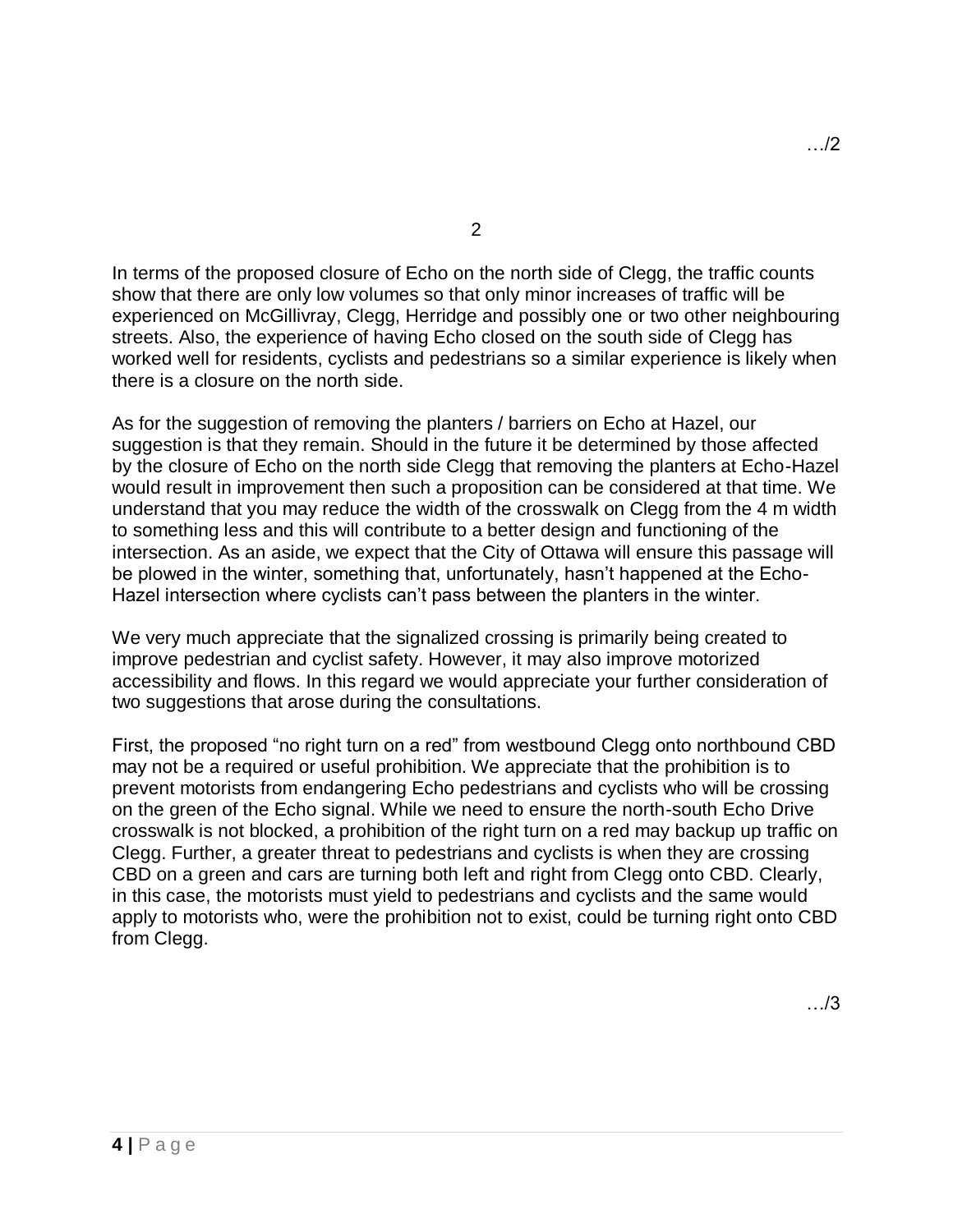In terms of the proposed closure of Echo on the north side of Clegg, the traffic counts show that there are only low volumes so that only minor increases of traffic will be experienced on McGillivray, Clegg, Herridge and possibly one or two other neighbouring streets. Also, the experience of having Echo closed on the south side of Clegg has worked well for residents, cyclists and pedestrians so a similar experience is likely when there is a closure on the north side.

As for the suggestion of removing the planters / barriers on Echo at Hazel, our suggestion is that they remain. Should in the future it be determined by those affected by the closure of Echo on the north side Clegg that removing the planters at Echo-Hazel would result in improvement then such a proposition can be considered at that time. We understand that you may reduce the width of the crosswalk on Clegg from the 4 m width to something less and this will contribute to a better design and functioning of the intersection. As an aside, we expect that the City of Ottawa will ensure this passage will be plowed in the winter, something that, unfortunately, hasn't happened at the Echo-Hazel intersection where cyclists can't pass between the planters in the winter.

We very much appreciate that the signalized crossing is primarily being created to improve pedestrian and cyclist safety. However, it may also improve motorized accessibility and flows. In this regard we would appreciate your further consideration of two suggestions that arose during the consultations.

First, the proposed "no right turn on a red" from westbound Clegg onto northbound CBD may not be a required or useful prohibition. We appreciate that the prohibition is to prevent motorists from endangering Echo pedestrians and cyclists who will be crossing on the green of the Echo signal. While we need to ensure the north-south Echo Drive crosswalk is not blocked, a prohibition of the right turn on a red may backup up traffic on Clegg. Further, a greater threat to pedestrians and cyclists is when they are crossing CBD on a green and cars are turning both left and right from Clegg onto CBD. Clearly, in this case, the motorists must yield to pedestrians and cyclists and the same would apply to motorists who, were the prohibition not to exist, could be turning right onto CBD from Clegg.

…/3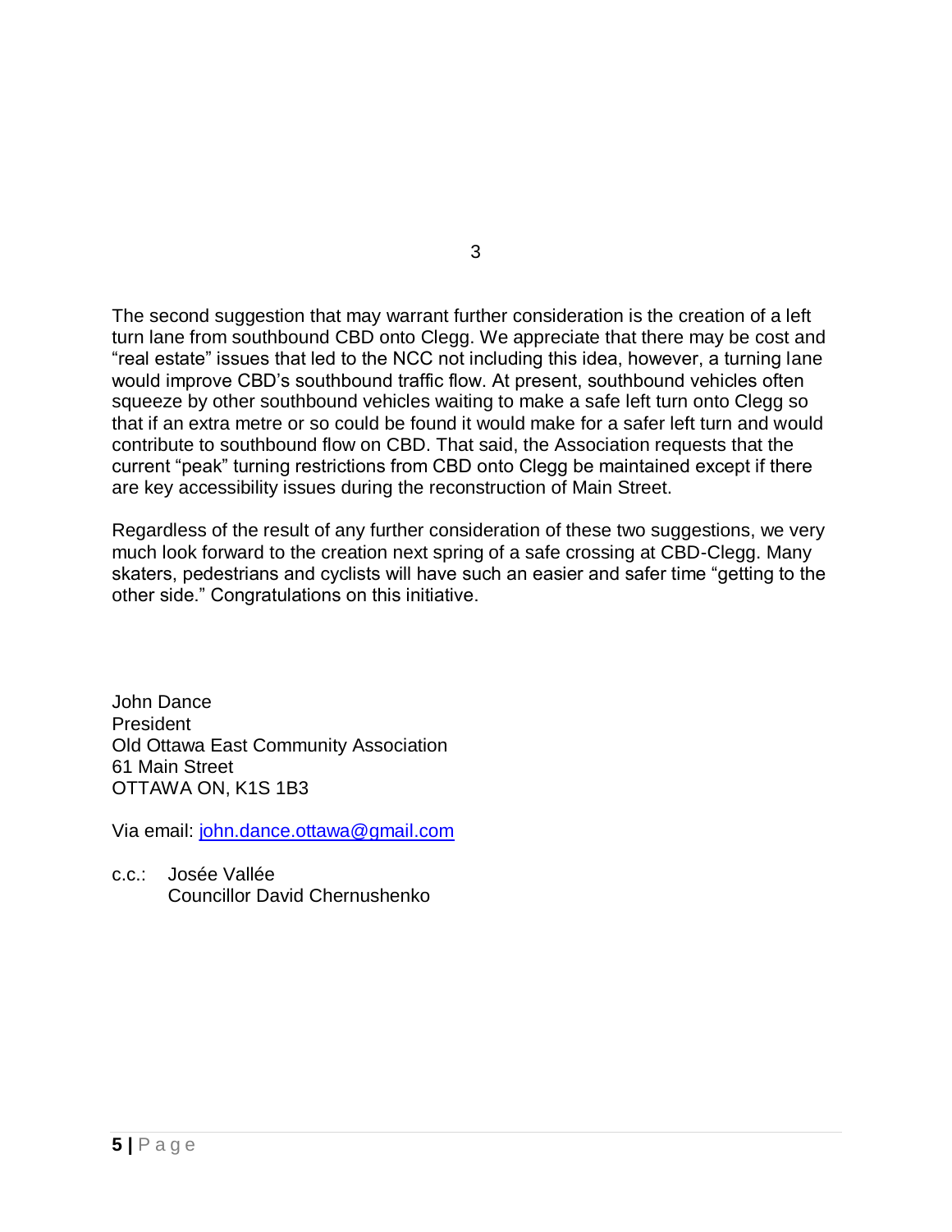The second suggestion that may warrant further consideration is the creation of a left turn lane from southbound CBD onto Clegg. We appreciate that there may be cost and "real estate" issues that led to the NCC not including this idea, however, a turning lane would improve CBD's southbound traffic flow. At present, southbound vehicles often squeeze by other southbound vehicles waiting to make a safe left turn onto Clegg so that if an extra metre or so could be found it would make for a safer left turn and would contribute to southbound flow on CBD. That said, the Association requests that the current "peak" turning restrictions from CBD onto Clegg be maintained except if there are key accessibility issues during the reconstruction of Main Street.

Regardless of the result of any further consideration of these two suggestions, we very much look forward to the creation next spring of a safe crossing at CBD-Clegg. Many skaters, pedestrians and cyclists will have such an easier and safer time "getting to the other side." Congratulations on this initiative.

John Dance
President
Old Ottawa East Community Association
61 Main Street
OTTAWA ON, K1S 1B3

Via email: john.dance.ottawa@gmail.com

c.c.: Josée Vallée
Councillor David Chernushenko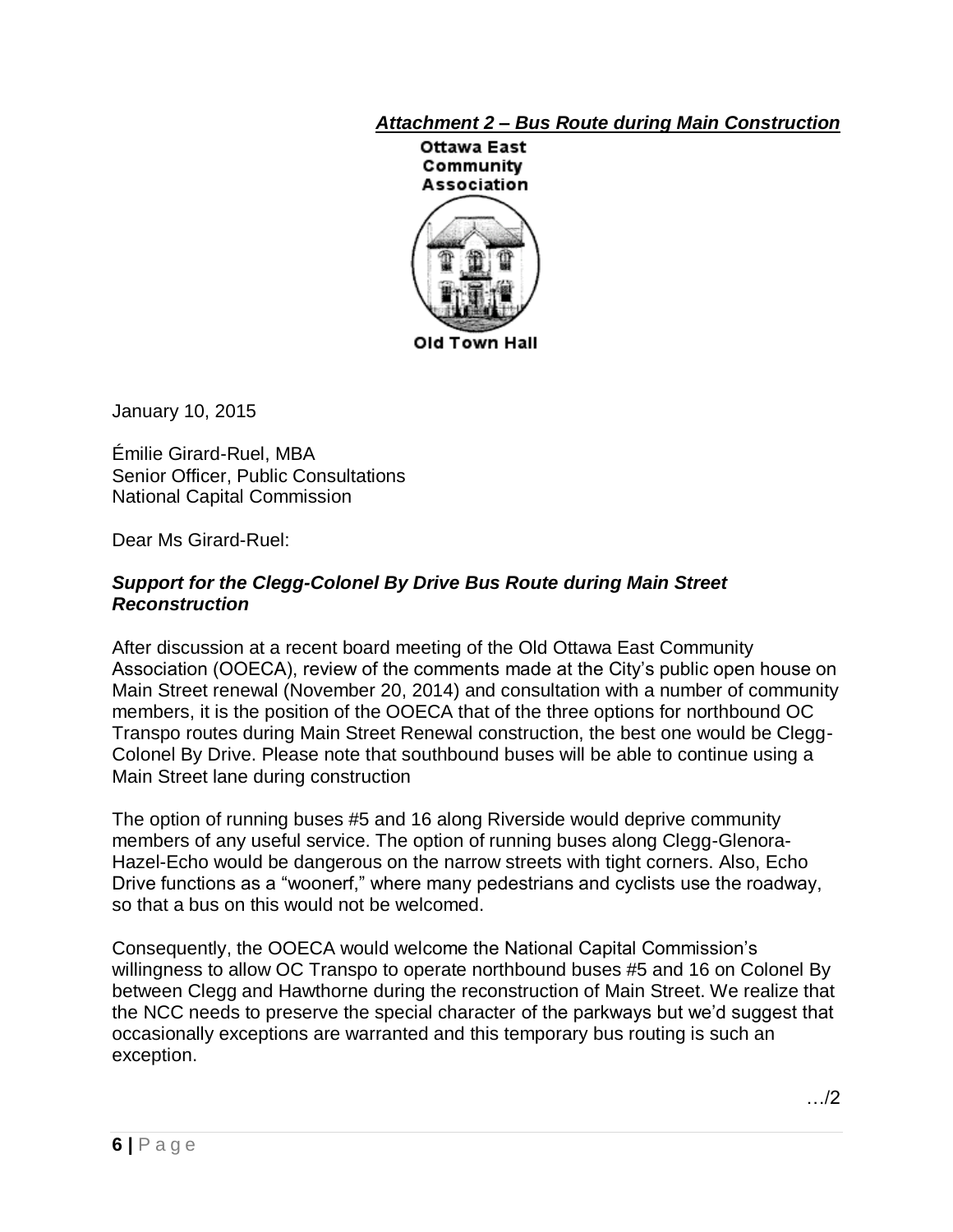***Attachment 2 – Bus Route during Main Construction***

**Ottawa East Community Association**

**Old Town Hall**

January 10, 2015

Émilie Girard-Ruel, MBA
Senior Officer, Public Consultations
National Capital Commission

Dear Ms Girard-Ruel:

***Support for the Clegg-Colonel By Drive Bus Route during Main Street Reconstruction***

After discussion at a recent board meeting of the Old Ottawa East Community Association (OOECA), review of the comments made at the City's public open house on Main Street renewal (November 20, 2014) and consultation with a number of community members, it is the position of the OOECA that of the three options for northbound OC Transpo routes during Main Street Renewal construction, the best one would be Clegg-Colonel By Drive. Please note that southbound buses will be able to continue using a Main Street lane during construction

The option of running buses #5 and 16 along Riverside would deprive community members of any useful service. The option of running buses along Clegg-Glenora-Hazel-Echo would be dangerous on the narrow streets with tight corners. Also, Echo Drive functions as a "woonerf," where many pedestrians and cyclists use the roadway, so that a bus on this would not be welcomed.

Consequently, the OOECA would welcome the National Capital Commission's willingness to allow OC Transpo to operate northbound buses #5 and 16 on Colonel By between Clegg and Hawthorne during the reconstruction of Main Street. We realize that the NCC needs to preserve the special character of the parkways but we'd suggest that occasionally exceptions are warranted and this temporary bus routing is such an exception.

…/2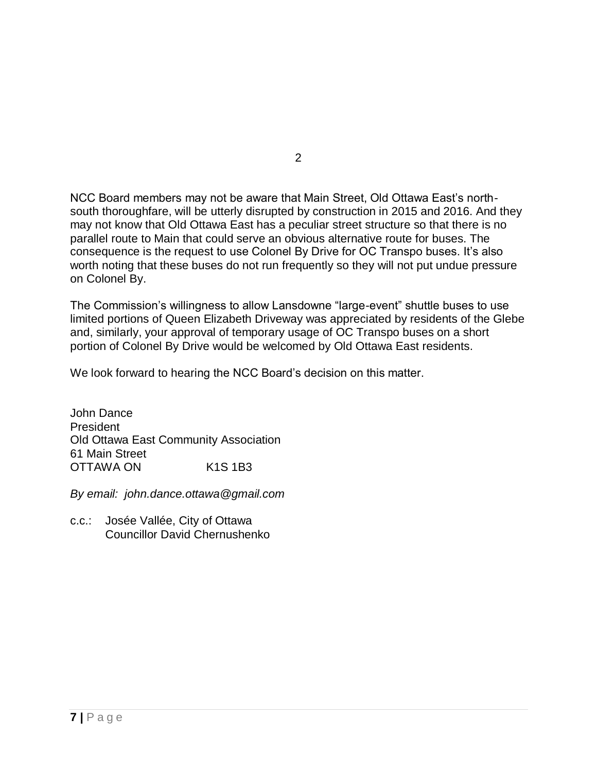NCC Board members may not be aware that Main Street, Old Ottawa East's north-south thoroughfare, will be utterly disrupted by construction in 2015 and 2016. And they may not know that Old Ottawa East has a peculiar street structure so that there is no parallel route to Main that could serve an obvious alternative route for buses. The consequence is the request to use Colonel By Drive for OC Transpo buses. It's also worth noting that these buses do not run frequently so they will not put undue pressure on Colonel By.

The Commission's willingness to allow Lansdowne "large-event" shuttle buses to use limited portions of Queen Elizabeth Driveway was appreciated by residents of the Glebe and, similarly, your approval of temporary usage of OC Transpo buses on a short portion of Colonel By Drive would be welcomed by Old Ottawa East residents.

We look forward to hearing the NCC Board's decision on this matter.

John Dance
President
Old Ottawa East Community Association
61 Main Street
OTTAWA ON K1S 1B3

*By email: john.dance.ottawa@gmail.com*

c.c.: Josée Vallée, City of Ottawa
Councillor David Chernushenko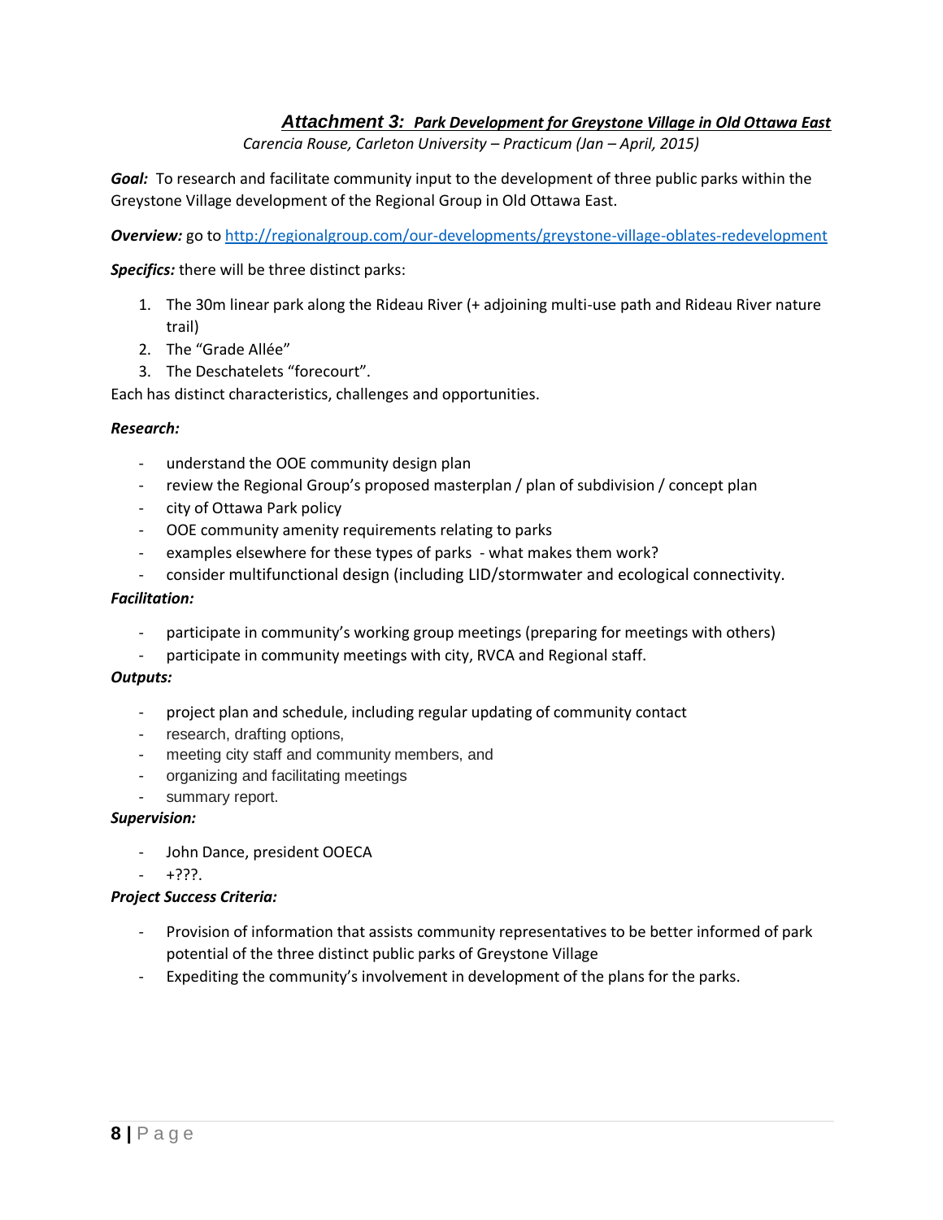## ***Attachment 3: Park Development for Greystone Village in Old Ottawa East***

*Carencia Rouse, Carleton University – Practicum (Jan – April, 2015)*

***Goal:*** To research and facilitate community input to the development of three public parks within the Greystone Village development of the Regional Group in Old Ottawa East.

***Overview:*** go to http://regionalgroup.com/our-developments/greystone-village-oblates-redevelopment

***Specifics:*** there will be three distinct parks:

1. The 30m linear park along the Rideau River (+ adjoining multi-use path and Rideau River nature trail)
2. The "Grade Allée"
3. The Deschatelets "forecourt".

Each has distinct characteristics, challenges and opportunities.

***Research:***

- understand the OOE community design plan
- review the Regional Group's proposed masterplan / plan of subdivision / concept plan
- city of Ottawa Park policy
- OOE community amenity requirements relating to parks
- examples elsewhere for these types of parks - what makes them work?
- consider multifunctional design (including LID/stormwater and ecological connectivity.

***Facilitation:***

- participate in community's working group meetings (preparing for meetings with others)
- participate in community meetings with city, RVCA and Regional staff.

***Outputs:***

- project plan and schedule, including regular updating of community contact
- research, drafting options,
- meeting city staff and community members, and
- organizing and facilitating meetings
- summary report.

***Supervision:***

- John Dance, president OOECA
- +???.

***Project Success Criteria:***

- Provision of information that assists community representatives to be better informed of park potential of the three distinct public parks of Greystone Village
- Expediting the community's involvement in development of the plans for the parks.